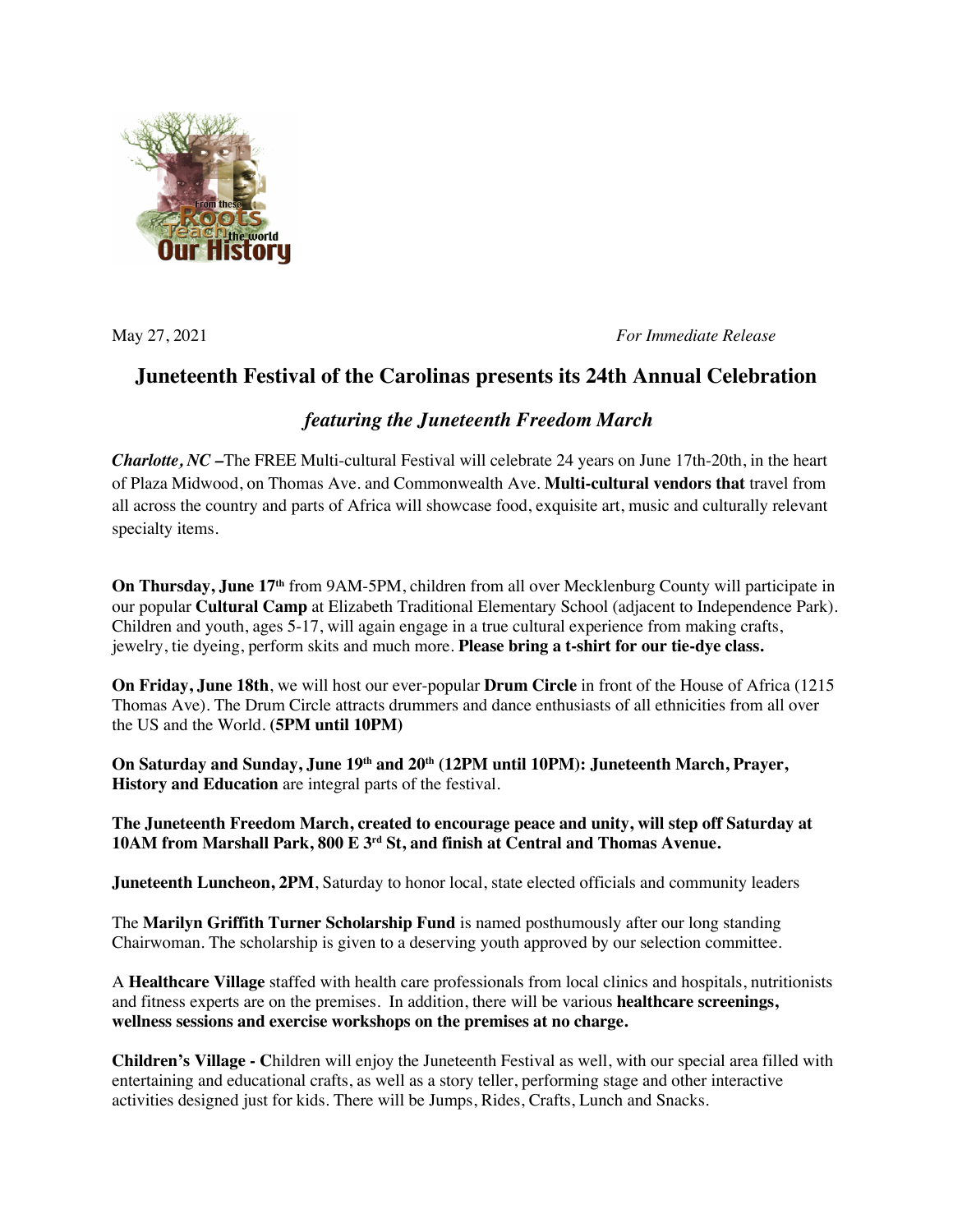May 27, 2021 *For Immediate Release*

# Juneteenth Festival of the Carolinas presents its 24th Annual Celebration

## *featuring the Juneteenth Freedom March*

***Charlotte, NC*** **–**The FREE Multi-cultural Festival will celebrate 24 years on June 17th-20th, in the heart of Plaza Midwood, on Thomas Ave. and Commonwealth Ave. **Multi-cultural vendors that** travel from all across the country and parts of Africa will showcase food, exquisite art, music and culturally relevant specialty items.

**On Thursday, June 17th** from 9AM-5PM, children from all over Mecklenburg County will participate in our popular **Cultural Camp** at Elizabeth Traditional Elementary School (adjacent to Independence Park). Children and youth, ages 5-17, will again engage in a true cultural experience from making crafts, jewelry, tie dyeing, perform skits and much more. **Please bring a t-shirt for our tie-dye class.**

**On Friday, June 18th**, we will host our ever-popular **Drum Circle** in front of the House of Africa (1215 Thomas Ave). The Drum Circle attracts drummers and dance enthusiasts of all ethnicities from all over the US and the World. **(5PM until 10PM)**

**On Saturday and Sunday, June 19th and 20th (12PM until 10PM): Juneteenth March, Prayer, History and Education** are integral parts of the festival.

**The Juneteenth Freedom March, created to encourage peace and unity, will step off Saturday at 10AM from Marshall Park, 800 E 3rd St, and finish at Central and Thomas Avenue.**

**Juneteenth Luncheon, 2PM**, Saturday to honor local, state elected officials and community leaders

The **Marilyn Griffith Turner Scholarship Fund** is named posthumously after our long standing Chairwoman. The scholarship is given to a deserving youth approved by our selection committee.

A **Healthcare Village** staffed with health care professionals from local clinics and hospitals, nutritionists and fitness experts are on the premises. In addition, there will be various **healthcare screenings, wellness sessions and exercise workshops on the premises at no charge.**

**Children's Village - C**hildren will enjoy the Juneteenth Festival as well, with our special area filled with entertaining and educational crafts, as well as a story teller, performing stage and other interactive activities designed just for kids. There will be Jumps, Rides, Crafts, Lunch and Snacks.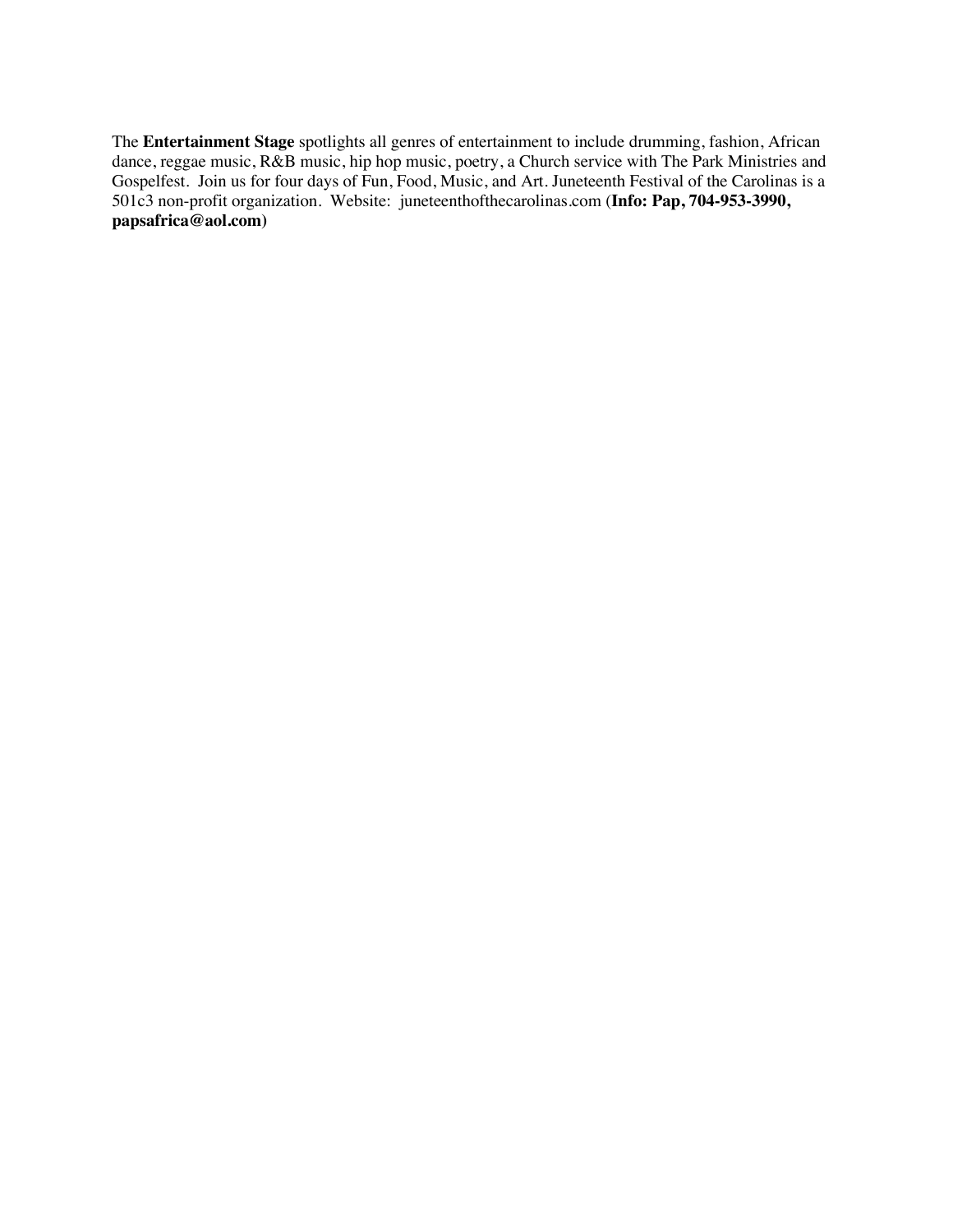The **Entertainment Stage** spotlights all genres of entertainment to include drumming, fashion, African dance, reggae music, R&B music, hip hop music, poetry, a Church service with The Park Ministries and Gospelfest. Join us for four days of Fun, Food, Music, and Art. Juneteenth Festival of the Carolinas is a 501c3 non-profit organization. Website: juneteenthofthecarolinas.com (**Info: Pap, 704-953-3990, papsafrica@aol.com)**